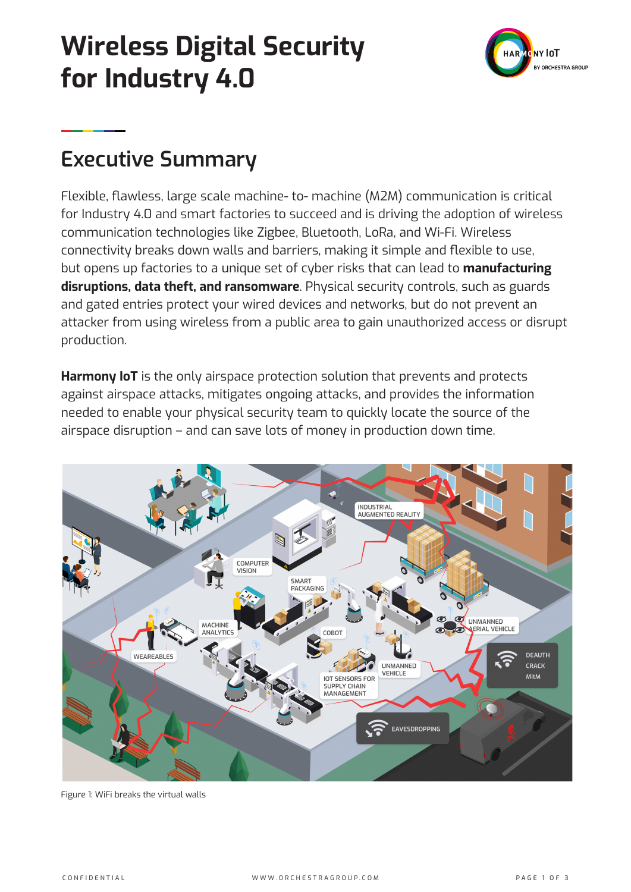# Wireless Digital Security for Industry 4.0

## Executive Summary

Flexible, flawless, large scale machine- to- machine (M2M) communication is critical for Industry 4.0 and smart factories to succeed and is driving the adoption of wireless communication technologies like Zigbee, Bluetooth, LoRa, and Wi-Fi. Wireless connectivity breaks down walls and barriers, making it simple and flexible to use, but opens up factories to a unique set of cyber risks that can lead to **manufacturing disruptions, data theft, and ransomware**. Physical security controls, such as guards and gated entries protect your wired devices and networks, but do not prevent an attacker from using wireless from a public area to gain unauthorized access or disrupt production.

**Harmony IoT** is the only airspace protection solution that prevents and protects against airspace attacks, mitigates ongoing attacks, and provides the information needed to enable your physical security team to quickly locate the source of the airspace disruption – and can save lots of money in production down time.

Figure 1: WiFi breaks the virtual walls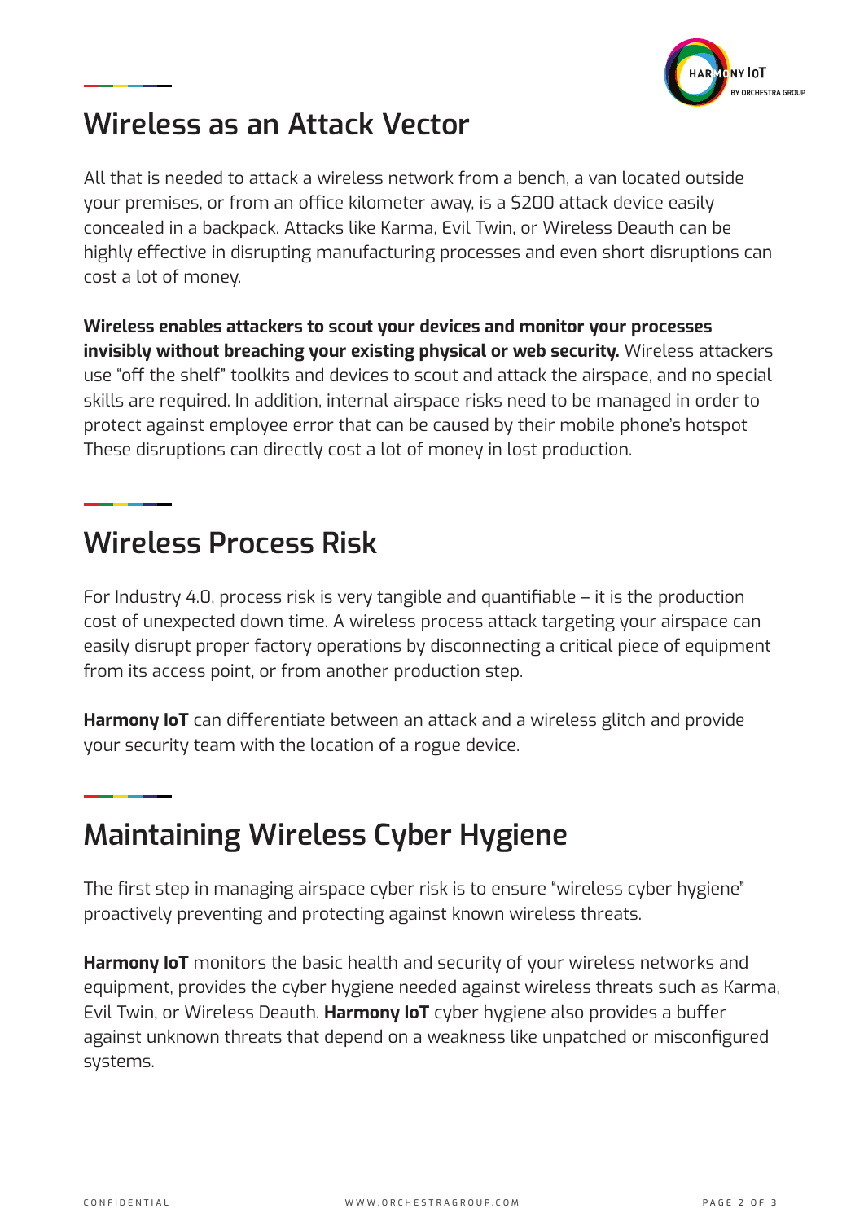## Wireless as an Attack Vector

All that is needed to attack a wireless network from a bench, a van located outside your premises, or from an office kilometer away, is a $200 attack device easily concealed in a backpack. Attacks like Karma, Evil Twin, or Wireless Deauth can be highly effective in disrupting manufacturing processes and even short disruptions can cost a lot of money.

**Wireless enables attackers to scout your devices and monitor your processes invisibly without breaching your existing physical or web security.** Wireless attackers use "off the shelf" toolkits and devices to scout and attack the airspace, and no special skills are required. In addition, internal airspace risks need to be managed in order to protect against employee error that can be caused by their mobile phone's hotspot These disruptions can directly cost a lot of money in lost production.

## Wireless Process Risk

For Industry 4.0, process risk is very tangible and quantifiable – it is the production cost of unexpected down time. A wireless process attack targeting your airspace can easily disrupt proper factory operations by disconnecting a critical piece of equipment from its access point, or from another production step.

**Harmony IoT** can differentiate between an attack and a wireless glitch and provide your security team with the location of a rogue device.

## Maintaining Wireless Cyber Hygiene

The first step in managing airspace cyber risk is to ensure "wireless cyber hygiene" proactively preventing and protecting against known wireless threats.

**Harmony IoT** monitors the basic health and security of your wireless networks and equipment, provides the cyber hygiene needed against wireless threats such as Karma, Evil Twin, or Wireless Deauth. **Harmony IoT** cyber hygiene also provides a buffer against unknown threats that depend on a weakness like unpatched or misconfigured systems.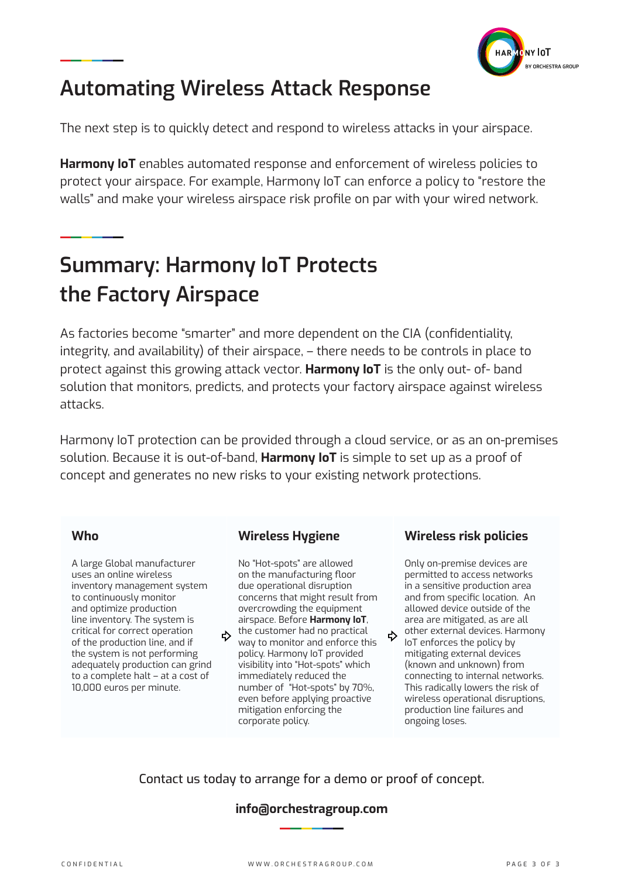## Automating Wireless Attack Response

The next step is to quickly detect and respond to wireless attacks in your airspace.

**Harmony IoT** enables automated response and enforcement of wireless policies to protect your airspace. For example, Harmony IoT can enforce a policy to "restore the walls" and make your wireless airspace risk profile on par with your wired network.

## Summary: Harmony IoT Protects the Factory Airspace

As factories become "smarter" and more dependent on the CIA (confidentiality, integrity, and availability) of their airspace, – there needs to be controls in place to protect against this growing attack vector. **Harmony IoT** is the only out- of- band solution that monitors, predicts, and protects your factory airspace against wireless attacks.

Harmony IoT protection can be provided through a cloud service, or as an on-premises solution. Because it is out-of-band, **Harmony IoT** is simple to set up as a proof of concept and generates no new risks to your existing network protections.

### Who

A large Global manufacturer uses an online wireless inventory management system to continuously monitor and optimize production line inventory. The system is critical for correct operation of the production line, and if the system is not performing adequately production can grind to a complete halt – at a cost of 10,000 euros per minute.

### Wireless Hygiene

No "Hot-spots" are allowed on the manufacturing floor due operational disruption concerns that might result from overcrowding the equipment airspace. Before **Harmony IoT**, the customer had no practical way to monitor and enforce this policy. Harmony IoT provided visibility into "Hot-spots" which immediately reduced the number of "Hot-spots" by 70%, even before applying proactive mitigation enforcing the corporate policy.

### Wireless risk policies

Only on-premise devices are permitted to access networks in a sensitive production area and from specific location. An allowed device outside of the area are mitigated, as are all other external devices. Harmony IoT enforces the policy by mitigating external devices (known and unknown) from connecting to internal networks. This radically lowers the risk of wireless operational disruptions, production line failures and ongoing loses.

Contact us today to arrange for a demo or proof of concept.

**info@orchestragroup.com**